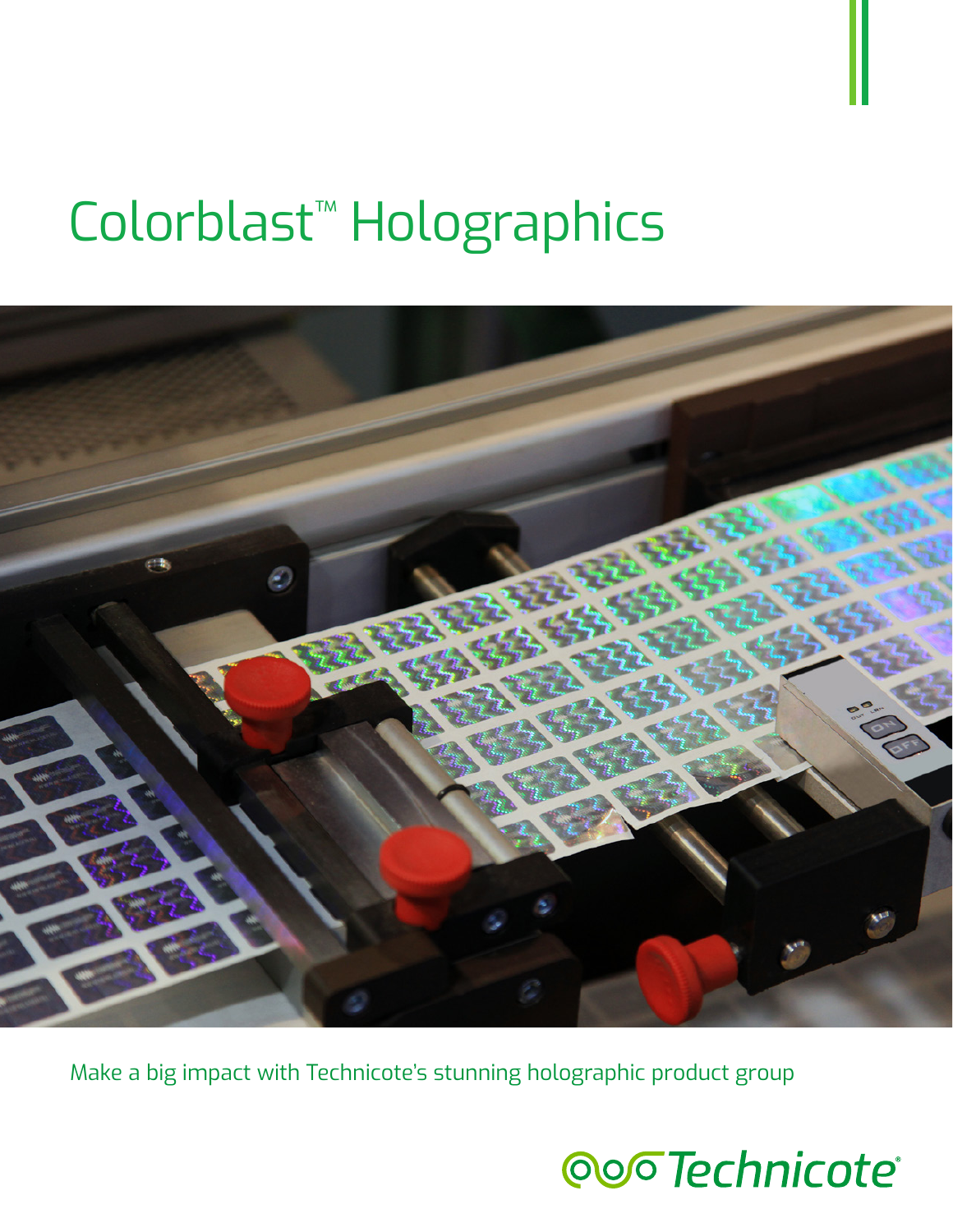# Colorblast™ Holographics

Make a big impact with Technicote's stunning holographic product group

Technicote®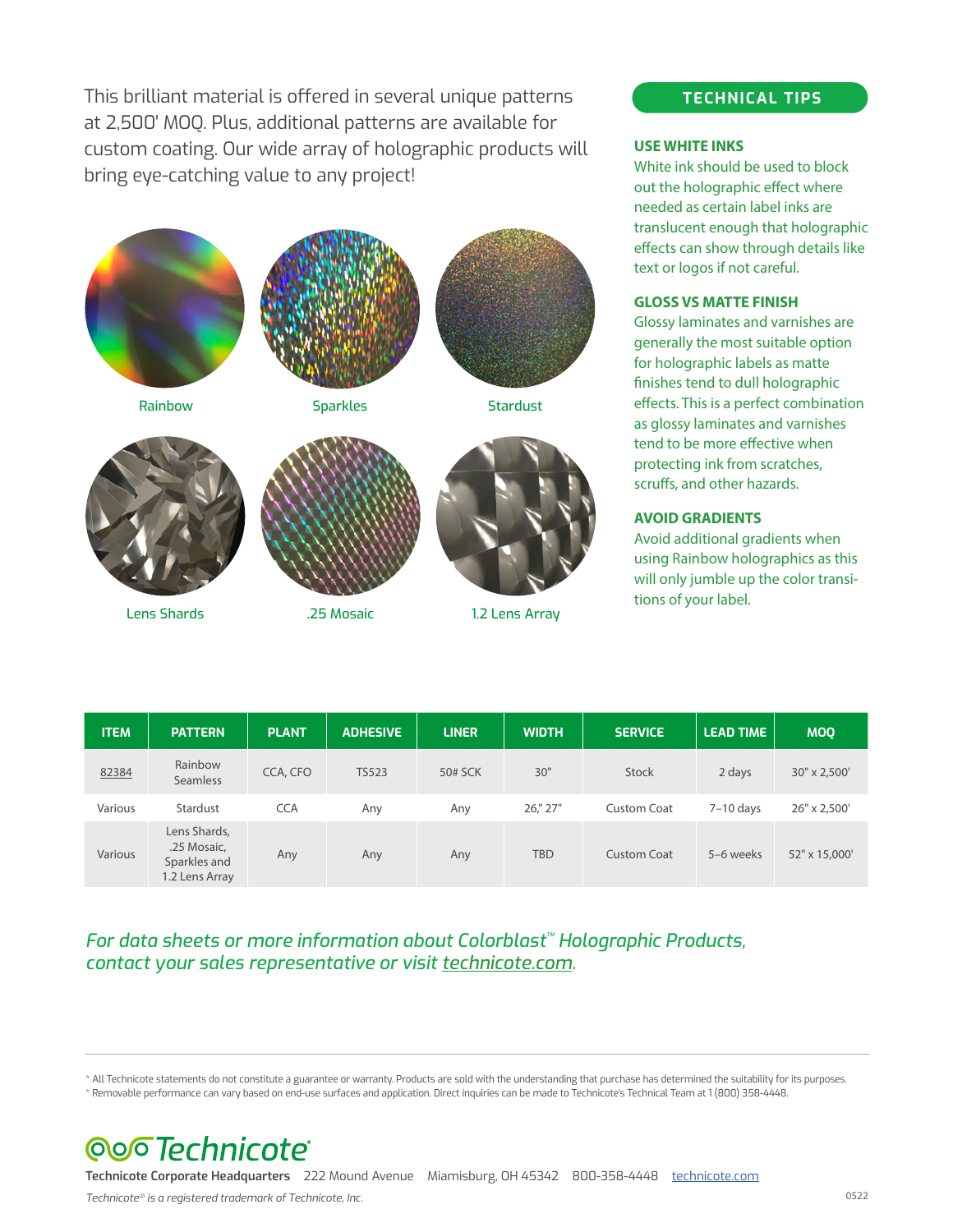This brilliant material is offered in several unique patterns at 2,500' MOQ. Plus, additional patterns are available for custom coating. Our wide array of holographic products will bring eye-catching value to any project!

Rainbow

Sparkles

Stardust

Lens Shards

.25 Mosaic

1.2 Lens Array

## TECHNICAL TIPS

### USE WHITE INKS

White ink should be used to block out the holographic effect where needed as certain label inks are translucent enough that holographic effects can show through details like text or logos if not careful.

### GLOSS VS MATTE FINISH

Glossy laminates and varnishes are generally the most suitable option for holographic labels as matte finishes tend to dull holographic effects. This is a perfect combination as glossy laminates and varnishes tend to be more effective when protecting ink from scratches, scuffs, and other hazards.

### AVOID GRADIENTS

Avoid additional gradients when using Rainbow holographics as this will only jumble up the color transitions of your label.

| ITEM | PATTERN | PLANT | ADHESIVE | LINER | WIDTH | SERVICE | LEAD TIME | MOQ |
|---|---|---|---|---|---|---|---|---|
| 82384 | Rainbow Seamless | CCA, CFO | TS523 | 50# SCK | 30" | Stock | 2 days | 30" x 2,500' |
| Various | Stardust | CCA | Any | Any | 26," 27" | Custom Coat | 7–10 days | 26" x 2,500' |
| Various | Lens Shards, .25 Mosaic, Sparkles and 1.2 Lens Array | Any | Any | Any | TBD | Custom Coat | 5–6 weeks | 52" x 15,000' |

*For data sheets or more information about Colorblast™ Holographic Products, contact your sales representative or visit technicote.com.*

* All Technicote statements do not constitute a guarantee or warranty. Products are sold with the understanding that purchase has determined the suitability for its purposes.
* Removable performance can vary based on end-use surfaces and application. Direct inquiries can be made to Technicote's Technical Team at 1 (800) 358-4448.

Technicote

**Technicote Corporate Headquarters** 222 Mound Avenue Miamisburg, OH 45342 800-358-4448 technicote.com

*Technicote® is a registered trademark of Technicote, Inc.*

0522